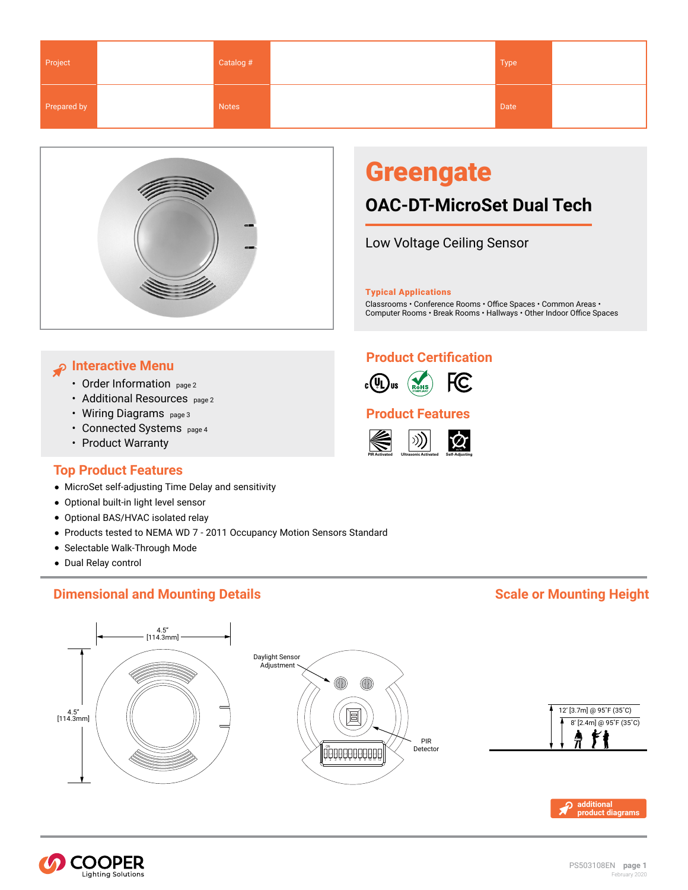| Project | | Catalog # | | Type | |
|---|---|---|---|---|---|
| Prepared by | | Notes | | Date | |

# Greengate

## OAC-DT-MicroSet Dual Tech

Low Voltage Ceiling Sensor

**Typical Applications**

Classrooms • Conference Rooms • Office Spaces • Common Areas • Computer Rooms • Break Rooms • Hallways • Other Indoor Office Spaces

## Interactive Menu

- Order Information page 2
- Additional Resources page 2
- Wiring Diagrams page 3
- Connected Systems page 4
- Product Warranty

## Product Certification

## Product Features

PIR Activated | Ultrasonic Activated | Self-Adjusting

## Top Product Features

- MicroSet self-adjusting Time Delay and sensitivity
- Optional built-in light level sensor
- Optional BAS/HVAC isolated relay
- Products tested to NEMA WD 7 - 2011 Occupancy Motion Sensors Standard
- Selectable Walk-Through Mode
- Dual Relay control

## Dimensional and Mounting Details

4.5" [114.3mm]

4.5" [114.3mm]

Daylight Sensor Adjustment

PIR Detector

## Scale or Mounting Height

12' [3.7m] @ 95˚F (35˚C)

8' [2.4m] @ 95˚F (35˚C)

additional product diagrams

COOPER Lighting Solutions

PS503108EN page 1
February 2020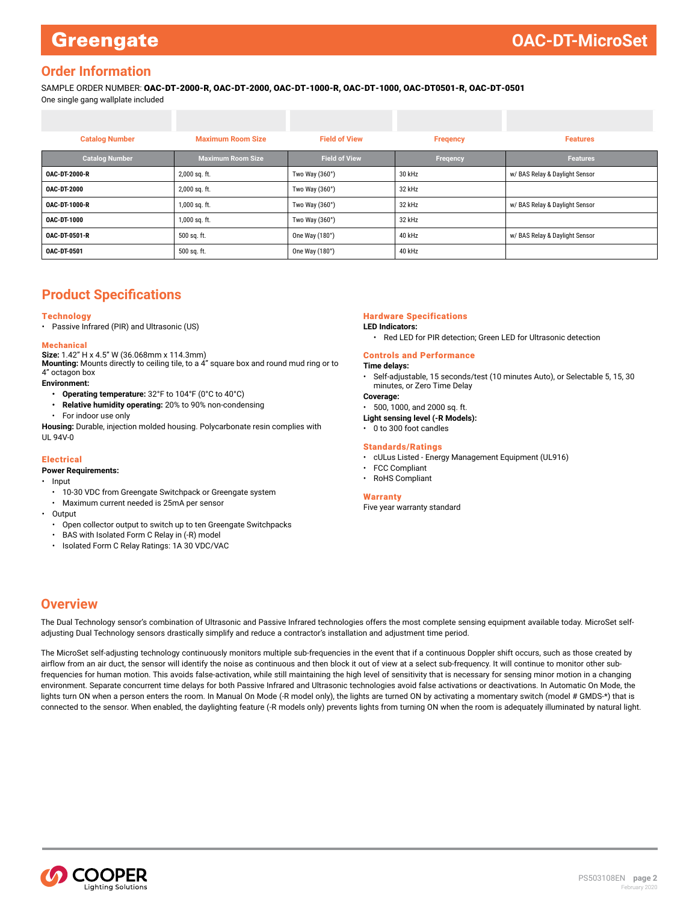## Order Information

SAMPLE ORDER NUMBER: **OAC-DT-2000-R, OAC-DT-2000, OAC-DT-1000-R, OAC-DT-1000, OAC-DT0501-R, OAC-DT-0501**

One single gang wallplate included

| Catalog Number | Maximum Room Size | Field of View | Freqency | Features |
|---|---|---|---|---|
| **OAC-DT-2000-R** | 2,000 sq. ft. | Two Way (360°) | 30 kHz | w/ BAS Relay & Daylight Sensor |
| **OAC-DT-2000** | 2,000 sq. ft. | Two Way (360°) | 32 kHz | |
| **OAC-DT-1000-R** | 1,000 sq. ft. | Two Way (360°) | 32 kHz | w/ BAS Relay & Daylight Sensor |
| **OAC-DT-1000** | 1,000 sq. ft. | Two Way (360°) | 32 kHz | |
| **OAC-DT-0501-R** | 500 sq. ft. | One Way (180°) | 40 kHz | w/ BAS Relay & Daylight Sensor |
| **OAC-DT-0501** | 500 sq. ft. | One Way (180°) | 40 kHz | |

## Product Specifications

### Technology

- Passive Infrared (PIR) and Ultrasonic (US)

### Mechanical

**Size:** 1.42" H x 4.5" W (36.068mm x 114.3mm)
**Mounting:** Mounts directly to ceiling tile, to a 4" square box and round mud ring or to 4" octagon box

**Environment:**

- **Operating temperature:** 32°F to 104°F (0°C to 40°C)
- **Relative humidity operating:** 20% to 90% non-condensing
- For indoor use only

**Housing:** Durable, injection molded housing. Polycarbonate resin complies with UL 94V-0

### Electrical

**Power Requirements:**

- Input
  - 10-30 VDC from Greengate Switchpack or Greengate system
  - Maximum current needed is 25mA per sensor
- Output
  - Open collector output to switch up to ten Greengate Switchpacks
  - BAS with Isolated Form C Relay in (-R) model
  - Isolated Form C Relay Ratings: 1A 30 VDC/VAC

### Hardware Specifications

**LED Indicators:**

- Red LED for PIR detection; Green LED for Ultrasonic detection

### Controls and Performance

**Time delays:**

- Self-adjustable, 15 seconds/test (10 minutes Auto), or Selectable 5, 15, 30 minutes, or Zero Time Delay

**Coverage:**

- 500, 1000, and 2000 sq. ft.

**Light sensing level (-R Models):**

- 0 to 300 foot candles

### Standards/Ratings

- cULus Listed - Energy Management Equipment (UL916)
- FCC Compliant
- RoHS Compliant

### Warranty

Five year warranty standard

## Overview

The Dual Technology sensor's combination of Ultrasonic and Passive Infrared technologies offers the most complete sensing equipment available today. MicroSet self-adjusting Dual Technology sensors drastically simplify and reduce a contractor's installation and adjustment time period.

The MicroSet self-adjusting technology continuously monitors multiple sub-frequencies in the event that if a continuous Doppler shift occurs, such as those created by airflow from an air duct, the sensor will identify the noise as continuous and then block it out of view at a select sub-frequency. It will continue to monitor other sub-frequencies for human motion. This avoids false-activation, while still maintaining the high level of sensitivity that is necessary for sensing minor motion in a changing environment. Separate concurrent time delays for both Passive Infrared and Ultrasonic technologies avoid false activations or deactivations. In Automatic On Mode, the lights turn ON when a person enters the room. In Manual On Mode (-R model only), the lights are turned ON by activating a momentary switch (model # GMDS-*) that is connected to the sensor. When enabled, the daylighting feature (-R models only) prevents lights from turning ON when the room is adequately illuminated by natural light.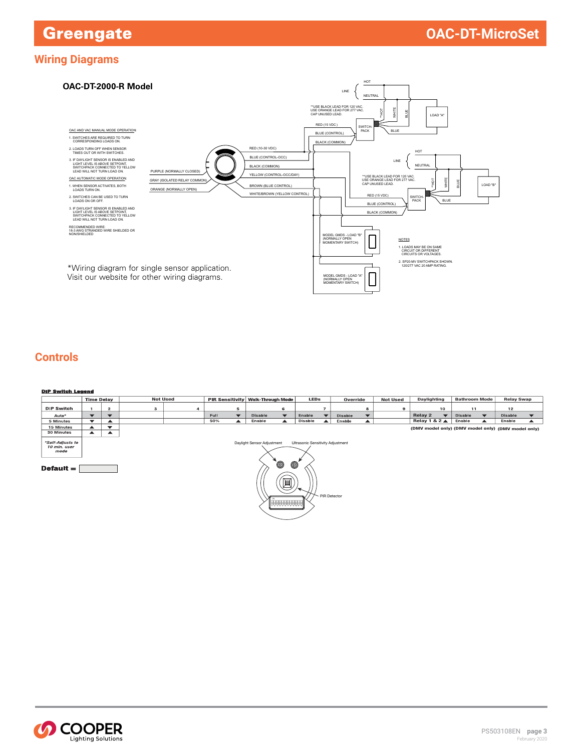## Wiring Diagrams

### OAC-DT-2000-R Model

OAC AND VAC MANUAL MODE OPERATION:

1. SWITCHES ARE REQUIRED TO TURN CORRESPONDING LOADS ON.
2. LOADS TURN OFF WHEN SENSOR TIMES OUT OR WITH SWITCHES.
3. IF DAYLIGHT SENSOR IS ENABLED AND LIGHT LEVEL IS ABOVE SETPOINT, SWITCHPACK CONNECTED TO YELLOW LEAD WILL NOT TURN LOAD ON.

OAC AUTOMATIC MODE OPERATION:

1. WHEN SENSOR ACTIVATES, BOTH LOADS TURN ON.
2. SWITCHES CAN BE USED TO TURN LOADS ON OR OFF.
3. IF DAYLIGHT SENSOR IS ENABLED AND LIGHT LEVEL IS ABOVE SETPOINT, SWITCHPACK CONNECTED TO YELLOW LEAD WILL NOT TURN LOAD ON.

RECOMMENDED WIRE:
18-3 AWG STRANDED WIRE SHIELDED OR NON/SHIELDED

Sensor leads: PURPLE (NORMALLY CLOSED), GRAY (ISOLATED RELAY COMMON), ORANGE (NORMALLY OPEN), RED (10-30 VDC), BLUE (CONTROL-OCC), BLACK (COMMON), YELLOW (CONTROL-OCC/DAY), BROWN (BLUE CONTROL), WHITE/BROWN (YELLOW CONTROL)

Switchpack connections: RED (15 VDC), BLUE (CONTROL), BLACK (COMMON); LINE: HOT, NEUTRAL; **HOT, WHITE, BLUE; LOAD "A"; LOAD "B"

**USE BLACK LEAD FOR 120 VAC. USE ORANGE LEAD FOR 277 VAC. CAP UNUSED LEAD.

MODEL GMDS - LOAD "B" (NORMALLY OPEN MOMENTARY SWITCH)

MODEL GMDS - LOAD "A" (NORMALLY OPEN MOMENTARY SWITCH)

NOTES

1. LOADS MAY BE ON SAME CIRCUIT OR DIFFERENT CIRCUITS OR VOLTAGES.
2. SP20-MV SWITCHPACK SHOWN. 120/277 VAC 20 AMP RATING.

*Wiring diagram for single sensor application.
Visit our website for other wiring diagrams.

## Controls

**DIP Switch Legend**

| | Time Delay | | Not Used | | PIR Sensitivity | Walk-Through Mode | LEDs | Override | Not Used | Daylighting | Bathroom Mode | Relay Swap |
|---|---|---|---|---|---|---|---|---|---|---|---|---|
| DIP Switch | 1 | 2 | 3 | 4 | 5 | 6 | 7 | 8 | 9 | 10 | 11 | 12 |
| Auto* | ▼ | ▼ | | | Full ▼ | Disable ▼ | Enable ▼ | Disable ▼ | | Relay 2 ▼ | Disable ▼ | Disable ▼ |
| 5 Minutes | ▼ | ▲ | | | 50% ▲ | Enable ▲ | Disable ▲ | Enable ▲ | | Relay 1 & 2 ▲ | Enable ▲ | Enable ▲ |
| 15 Minutes | ▲ | ▼ | | | | | | | | (DMV model only) | (DMV model only) | (DMV model only) |
| 30 Minutes | ▲ | ▲ | | | | | | | | | | |

*Self-Adjusts to 10 min. user mode

**Default =**

Daylight Sensor Adjustment

Ultrasonic Sensitivity Adjustment

PIR Detector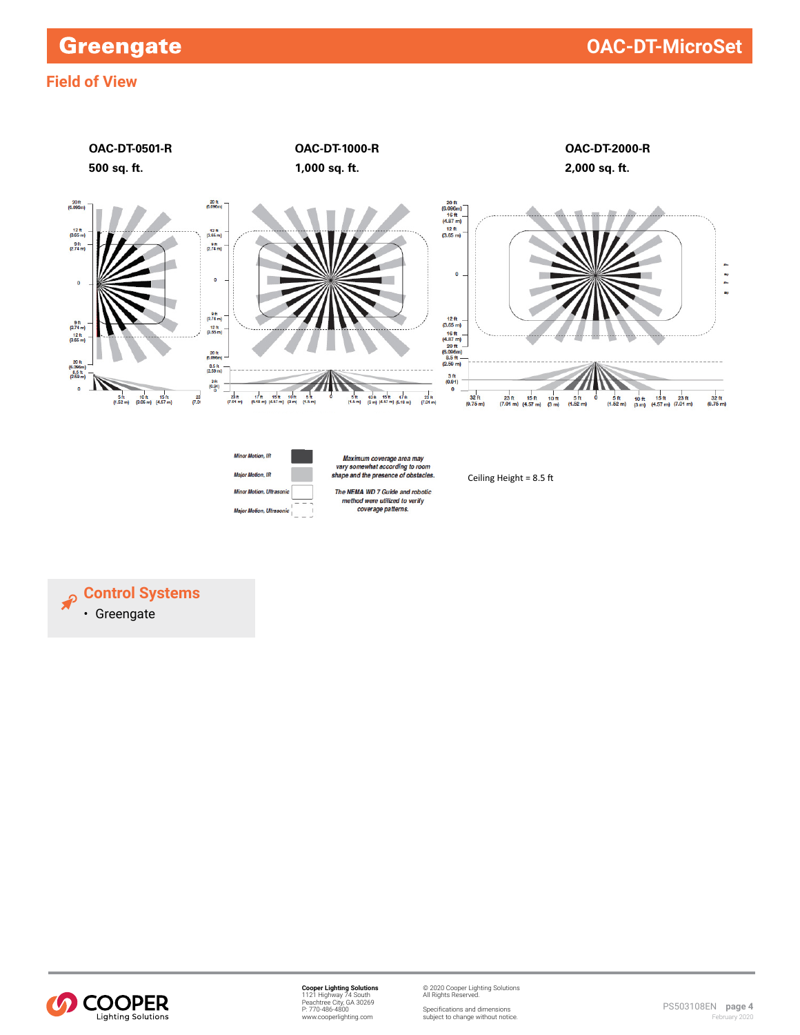## Field of View

**OAC-DT-0501-R**
**500 sq. ft.**

**OAC-DT-1000-R**
**1,000 sq. ft.**

**OAC-DT-2000-R**
**2,000 sq. ft.**

Minor Motion, IR
Major Motion, IR
Minor Motion, Ultrasonic
Major Motion, Ultrasonic

*Maximum coverage area may vary somewhat according to room shape and the presence of obstacles.*

*The NEMA WD 7 Guide and robotic method were utilized to verify coverage patterns.*

Ceiling Height = 8.5 ft

## Control Systems

- Greengate

**Cooper Lighting Solutions**
1121 Highway 74 South
Peachtree City, GA 30269
P: 770-486-4800
www.cooperlighting.com

© 2020 Cooper Lighting Solutions
All Rights Reserved.

Specifications and dimensions subject to change without notice.

PS503108EN
February 2020